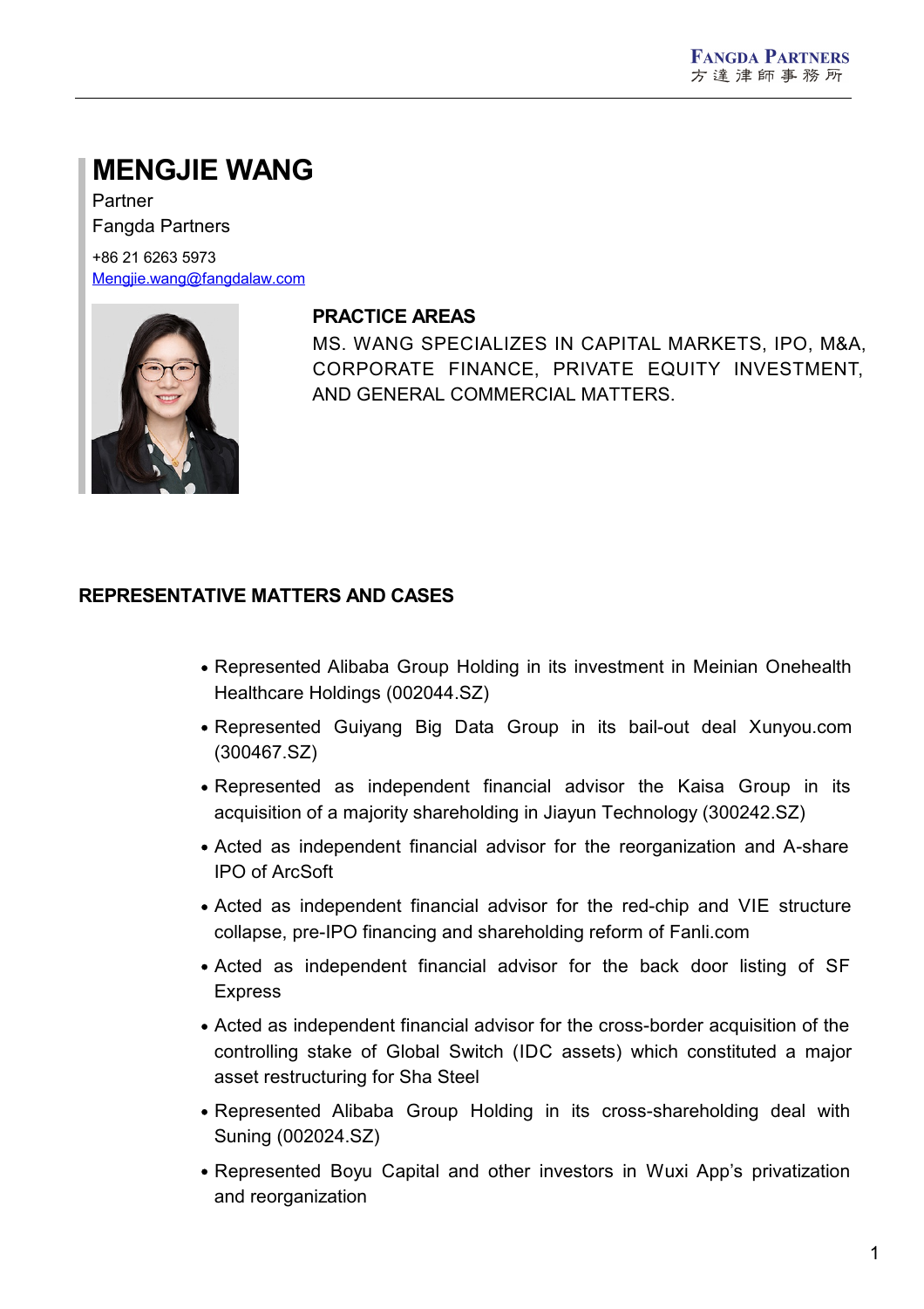# MENGJIE WANG

Partner
Fangda Partners

+86 21 6263 5973
Mengjie.wang@fangdalaw.com

## PRACTICE AREAS

MS. WANG SPECIALIZES IN CAPITAL MARKETS, IPO, M&A, CORPORATE FINANCE, PRIVATE EQUITY INVESTMENT, AND GENERAL COMMERCIAL MATTERS.

## REPRESENTATIVE MATTERS AND CASES

- Represented Alibaba Group Holding in its investment in Meinian Onehealth Healthcare Holdings (002044.SZ)
- Represented Guiyang Big Data Group in its bail-out deal Xunyou.com (300467.SZ)
- Represented as independent financial advisor the Kaisa Group in its acquisition of a majority shareholding in Jiayun Technology (300242.SZ)
- Acted as independent financial advisor for the reorganization and A-share IPO of ArcSoft
- Acted as independent financial advisor for the red-chip and VIE structure collapse, pre-IPO financing and shareholding reform of Fanli.com
- Acted as independent financial advisor for the back door listing of SF Express
- Acted as independent financial advisor for the cross-border acquisition of the controlling stake of Global Switch (IDC assets) which constituted a major asset restructuring for Sha Steel
- Represented Alibaba Group Holding in its cross-shareholding deal with Suning (002024.SZ)
- Represented Boyu Capital and other investors in Wuxi App's privatization and reorganization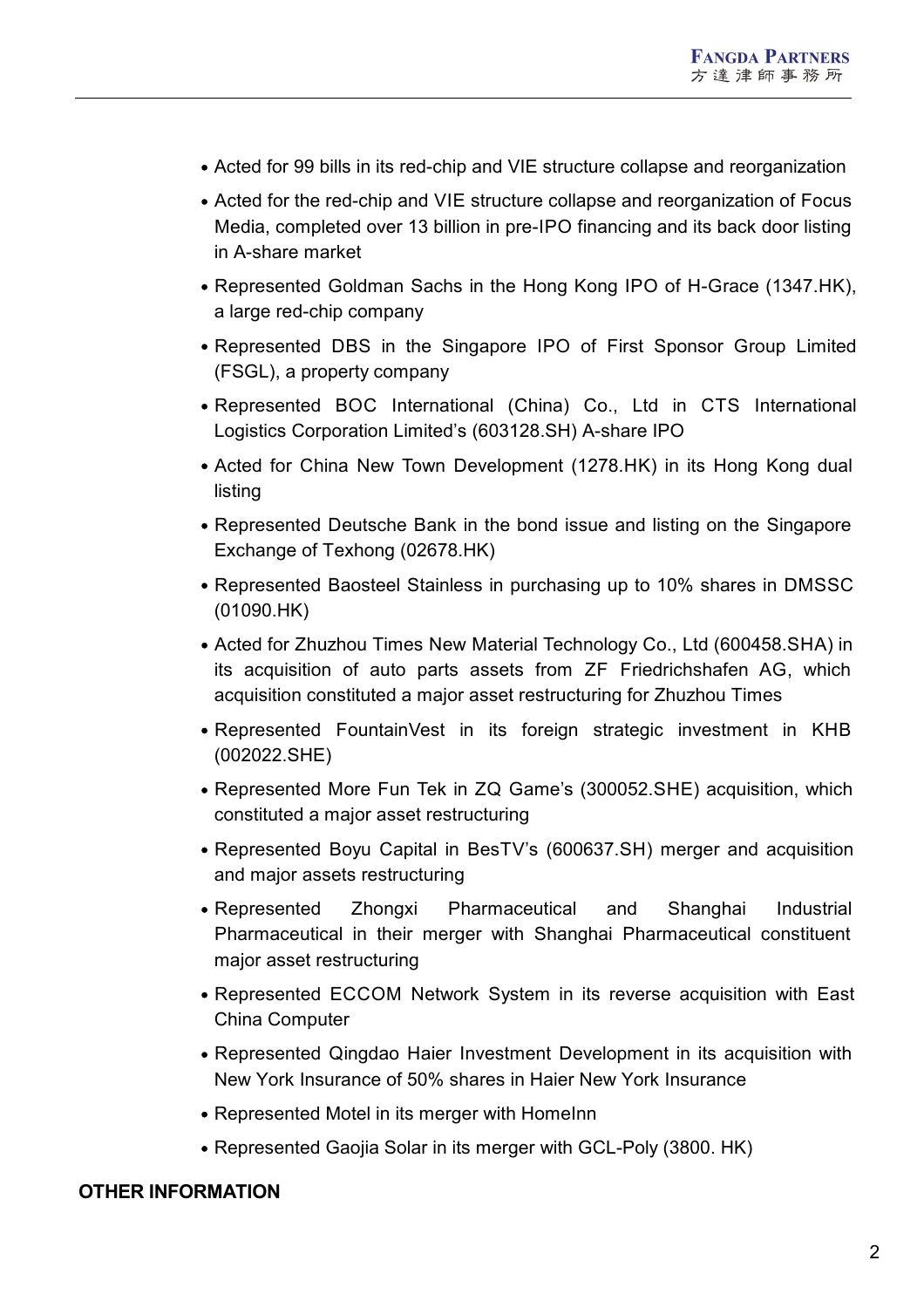- Acted for 99 bills in its red-chip and VIE structure collapse and reorganization
- Acted for the red-chip and VIE structure collapse and reorganization of Focus Media, completed over 13 billion in pre-IPO financing and its back door listing in A-share market
- Represented Goldman Sachs in the Hong Kong IPO of H-Grace (1347.HK), a large red-chip company
- Represented DBS in the Singapore IPO of First Sponsor Group Limited (FSGL), a property company
- Represented BOC International (China) Co., Ltd in CTS International Logistics Corporation Limited's (603128.SH) A-share IPO
- Acted for China New Town Development (1278.HK) in its Hong Kong dual listing
- Represented Deutsche Bank in the bond issue and listing on the Singapore Exchange of Texhong (02678.HK)
- Represented Baosteel Stainless in purchasing up to 10% shares in DMSSC (01090.HK)
- Acted for Zhuzhou Times New Material Technology Co., Ltd (600458.SHA) in its acquisition of auto parts assets from ZF Friedrichshafen AG, which acquisition constituted a major asset restructuring for Zhuzhou Times
- Represented FountainVest in its foreign strategic investment in KHB (002022.SHE)
- Represented More Fun Tek in ZQ Game's (300052.SHE) acquisition, which constituted a major asset restructuring
- Represented Boyu Capital in BesTV's (600637.SH) merger and acquisition and major assets restructuring
- Represented Zhongxi Pharmaceutical and Shanghai Industrial Pharmaceutical in their merger with Shanghai Pharmaceutical constituent major asset restructuring
- Represented ECCOM Network System in its reverse acquisition with East China Computer
- Represented Qingdao Haier Investment Development in its acquisition with New York Insurance of 50% shares in Haier New York Insurance
- Represented Motel in its merger with HomeInn
- Represented Gaojia Solar in its merger with GCL-Poly (3800. HK)

**OTHER INFORMATION**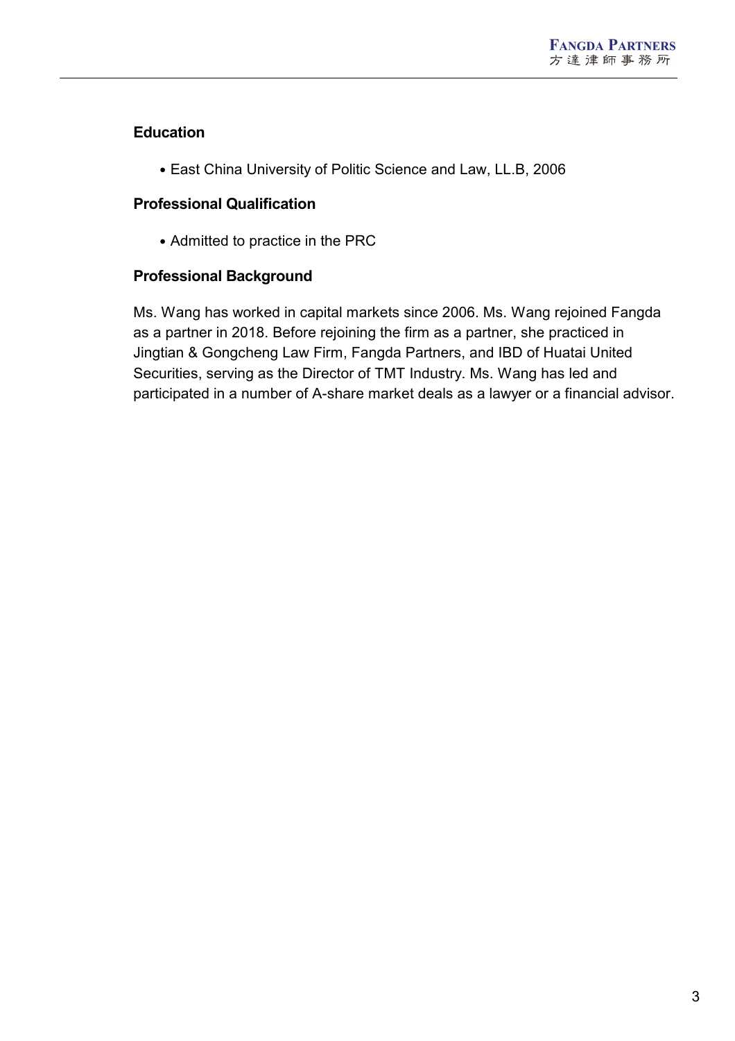### Education

- East China University of Politic Science and Law, LL.B, 2006

### Professional Qualification

- Admitted to practice in the PRC

### Professional Background

Ms. Wang has worked in capital markets since 2006. Ms. Wang rejoined Fangda as a partner in 2018. Before rejoining the firm as a partner, she practiced in Jingtian & Gongcheng Law Firm, Fangda Partners, and IBD of Huatai United Securities, serving as the Director of TMT Industry. Ms. Wang has led and participated in a number of A-share market deals as a lawyer or a financial advisor.